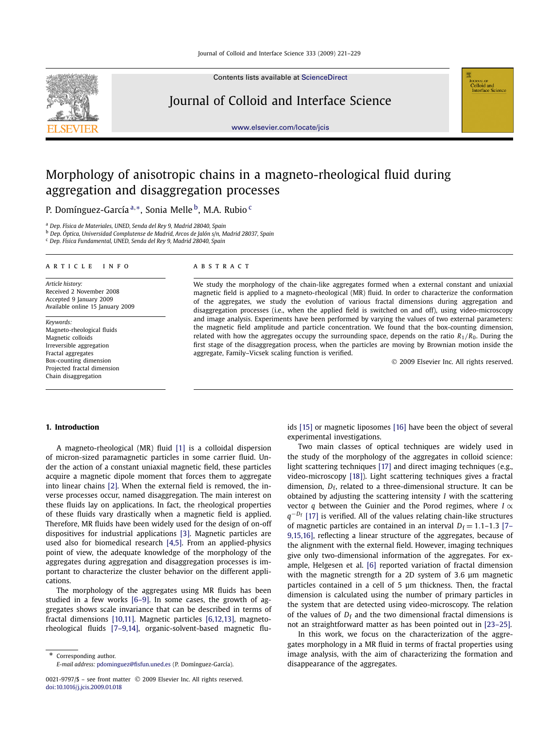# Morphology of anisotropic chains in a magneto-rheological fluid during aggregation and disaggregation processes

P. Domínguez-García [a,*], Sonia Melle [b], M.A. Rubio [c]

[a] Dep. Física de Materiales, UNED, Senda del Rey 9, Madrid 28040, Spain
[b] Dep. Óptica, Universidad Complutense de Madrid, Arcos de Jalón s/n, Madrid 28037, Spain
[c] Dep. Física Fundamental, UNED, Senda del Rey 9, Madrid 28040, Spain

## ARTICLE INFO

*Article history:*
Received 2 November 2008
Accepted 9 January 2009
Available online 15 January 2009

*Keywords:*
Magneto-rheological fluids
Magnetic colloids
Irreversible aggregation
Fractal aggregates
Box-counting dimension
Projected fractal dimension
Chain disaggregation

## ABSTRACT

We study the morphology of the chain-like aggregates formed when a external constant and uniaxial magnetic field is applied to a magneto-rheological (MR) fluid. In order to characterize the conformation of the aggregates, we study the evolution of various fractal dimensions during aggregation and disaggregation processes (i.e., when the applied field is switched on and off), using video-microscopy and image analysis. Experiments have been performed by varying the values of two external parameters: the magnetic field amplitude and particle concentration. We found that the box-counting dimension, related with how the aggregates occupy the surrounding space, depends on the ratio $R_1/R_0$. During the first stage of the disaggregation process, when the particles are moving by Brownian motion inside the aggregate, Family–Vicsek scaling function is verified.

© 2009 Elsevier Inc. All rights reserved.

## 1. Introduction

A magneto-rheological (MR) fluid [1] is a colloidal dispersion of micron-sized paramagnetic particles in some carrier fluid. Under the action of a constant uniaxial magnetic field, these particles acquire a magnetic dipole moment that forces them to aggregate into linear chains [2]. When the external field is removed, the inverse processes occur, named disaggregation. The main interest on these fluids lay on applications. In fact, the rheological properties of these fluids vary drastically when a magnetic field is applied. Therefore, MR fluids have been widely used for the design of on-off dispositives for industrial applications [3]. Magnetic particles are used also for biomedical research [4,5]. From an applied-physics point of view, the adequate knowledge of the morphology of the aggregates during aggregation and disaggregation processes is important to characterize the cluster behavior on the different applications.

The morphology of the aggregates using MR fluids has been studied in a few works [6–9]. In some cases, the growth of aggregates shows scale invariance that can be described in terms of fractal dimensions [10,11]. Magnetic particles [6,12,13], magneto-rheological fluids [7–9,14], organic-solvent-based magnetic fluids [15] or magnetic liposomes [16] have been the object of several experimental investigations.

Two main classes of optical techniques are widely used in the study of the morphology of the aggregates in colloid science: light scattering techniques [17] and direct imaging techniques (e.g., video-microscopy [18]). Light scattering techniques gives a fractal dimension, $D_f$, related to a three-dimensional structure. It can be obtained by adjusting the scattering intensity $I$ with the scattering vector $q$ between the Guinier and the Porod regimes, where $I \propto q^{-D_f}$ [17] is verified. All of the values relating chain-like structures of magnetic particles are contained in an interval $D_f = 1.1$–$1.3$ [7–9,15,16], reflecting a linear structure of the aggregates, because of the alignment with the external field. However, imaging techniques give only two-dimensional information of the aggregates. For example, Helgesen et al. [6] reported variation of fractal dimension with the magnetic strength for a 2D system of 3.6 μm magnetic particles contained in a cell of 5 μm thickness. Then, the fractal dimension is calculated using the number of primary particles in the system that are detected using video-microscopy. The relation of the values of $D_f$ and the two dimensional fractal dimensions is not an straightforward matter as has been pointed out in [23–25].

In this work, we focus on the characterization of the aggregates morphology in a MR fluid in terms of fractal properties using image analysis, with the aim of characterizing the formation and disappearance of the aggregates.

* Corresponding author.
*E-mail address:* pdominguez@fisfun.uned.es (P. Domínguez-García).

0021-9797/$ – see front matter © 2009 Elsevier Inc. All rights reserved.
doi:10.1016/j.jcis.2009.01.018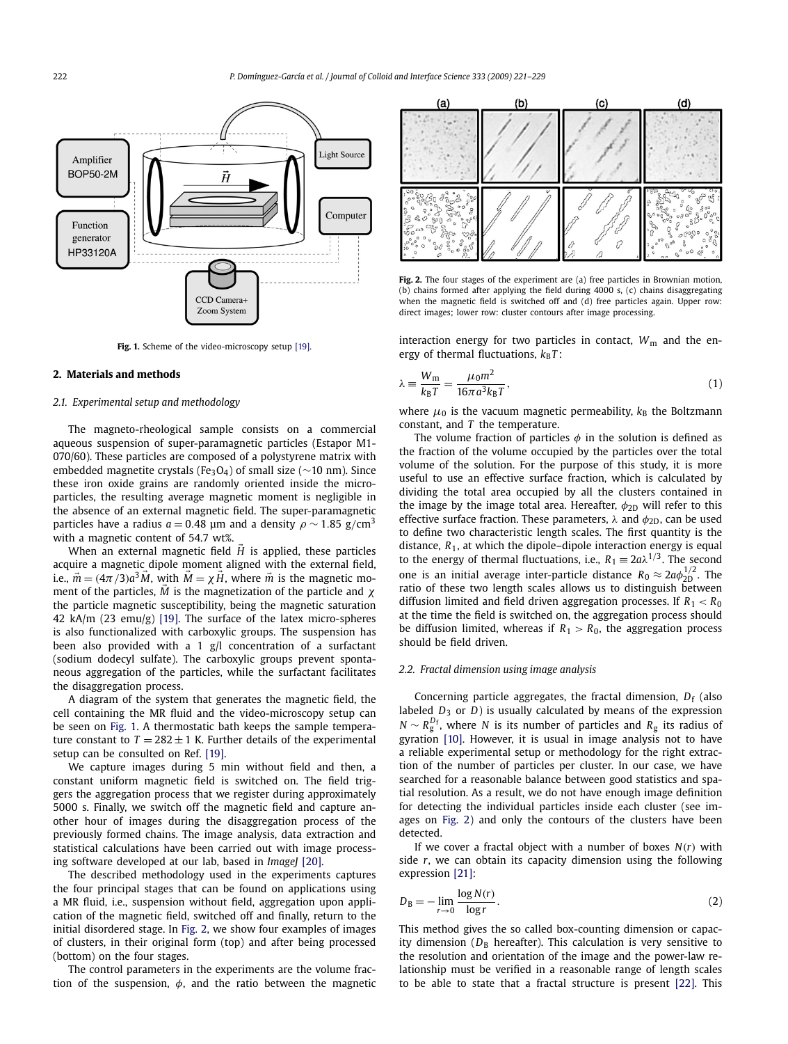Amplifier
BOP50-2M

Function generator
HP33120A

Light Source

Computer

CCD Camera+
Zoom System

$\vec{H}$

Fig. 1. Scheme of the video-microscopy setup [19].

(a) (b) (c) (d)

Fig. 2. The four stages of the experiment are (a) free particles in Brownian motion, (b) chains formed after applying the field during 4000 s, (c) chains disaggregating when the magnetic field is switched off and (d) free particles again. Upper row: direct images; lower row: cluster contours after image processing.

## 2. Materials and methods

### 2.1. Experimental setup and methodology

The magneto-rheological sample consists on a commercial aqueous suspension of super-paramagnetic particles (Estapor M1-070/60). These particles are composed of a polystyrene matrix with embedded magnetite crystals ($Fe_3O_4$) of small size (∼10 nm). Since these iron oxide grains are randomly oriented inside the micro-particles, the resulting average magnetic moment is negligible in the absence of an external magnetic field. The super-paramagnetic particles have a radius $a = 0.48$ μm and a density $\rho \sim 1.85$ g/cm$^3$ with a magnetic content of 54.7 wt%.

When an external magnetic field $\vec{H}$ is applied, these particles acquire a magnetic dipole moment aligned with the external field, i.e., $\vec{m} = (4\pi/3)a^3\vec{M}$, with $\vec{M} = \chi\vec{H}$, where $\vec{m}$ is the magnetic moment of the particles, $\vec{M}$ is the magnetization of the particle and $\chi$ the particle magnetic susceptibility, being the magnetic saturation 42 kA/m (23 emu/g) [19]. The surface of the latex micro-spheres is also functionalized with carboxylic groups. The suspension has been also provided with a 1 g/l concentration of a surfactant (sodium dodecyl sulfate). The carboxylic groups prevent spontaneous aggregation of the particles, while the surfactant facilitates the disaggregation process.

A diagram of the system that generates the magnetic field, the cell containing the MR fluid and the video-microscopy setup can be seen on Fig. 1. A thermostatic bath keeps the sample temperature constant to $T = 282 \pm 1$ K. Further details of the experimental setup can be consulted on Ref. [19].

We capture images during 5 min without field and then, a constant uniform magnetic field is switched on. The field triggers the aggregation process that we register during approximately 5000 s. Finally, we switch off the magnetic field and capture another hour of images during the disaggregation process of the previously formed chains. The image analysis, data extraction and statistical calculations have been carried out with image processing software developed at our lab, based in *ImageJ* [20].

The described methodology used in the experiments captures the four principal stages that can be found on applications using a MR fluid, i.e., suspension without field, aggregation upon application of the magnetic field, switched off and finally, return to the initial disordered stage. In Fig. 2, we show four examples of images of clusters, in their original form (top) and after being processed (bottom) on the four stages.

The control parameters in the experiments are the volume fraction of the suspension, $\phi$, and the ratio between the magnetic interaction energy for two particles in contact, $W_m$ and the energy of thermal fluctuations, $k_BT$:

$$\lambda \equiv \frac{W_m}{k_BT} = \frac{\mu_0 m^2}{16\pi a^3 k_BT}, \tag{1}$$

where $\mu_0$ is the vacuum magnetic permeability, $k_B$ the Boltzmann constant, and $T$ the temperature.

The volume fraction of particles $\phi$ in the solution is defined as the fraction of the volume occupied by the particles over the total volume of the solution. For the purpose of this study, it is more useful to use an effective surface fraction, which is calculated by dividing the total area occupied by all the clusters contained in the image by the image total area. Hereafter, $\phi_{2D}$ will refer to this effective surface fraction. These parameters, $\lambda$ and $\phi_{2D}$, can be used to define two characteristic length scales. The first quantity is the distance, $R_1$, at which the dipole–dipole interaction energy is equal to the energy of thermal fluctuations, i.e., $R_1 \equiv 2a\lambda^{1/3}$. The second one is an initial average inter-particle distance $R_0 \approx 2a\phi_{2D}^{1/2}$. The ratio of these two length scales allows us to distinguish between diffusion limited and field driven aggregation processes. If $R_1 < R_0$ at the time the field is switched on, the aggregation process should be diffusion limited, whereas if $R_1 > R_0$, the aggregation process should be field driven.

### 2.2. Fractal dimension using image analysis

Concerning particle aggregates, the fractal dimension, $D_f$ (also labeled $D_3$ or $D$) is usually calculated by means of the expression $N \sim R_g^{D_f}$, where $N$ is its number of particles and $R_g$ its radius of gyration [10]. However, it is usual in image analysis not to have a reliable experimental setup or methodology for the right extraction of the number of particles per cluster. In our case, we have searched for a reasonable balance between good statistics and spatial resolution. As a result, we do not have enough image definition for detecting the individual particles inside each cluster (see images on Fig. 2) and only the contours of the clusters have been detected.

If we cover a fractal object with a number of boxes $N(r)$ with side $r$, we can obtain its capacity dimension using the following expression [21]:

$$D_B = -\lim_{r \to 0} \frac{\log N(r)}{\log r}. \tag{2}$$

This method gives the so called box-counting dimension or capacity dimension ($D_B$ hereafter). This calculation is very sensitive to the resolution and orientation of the image and the power-law relationship must be verified in a reasonable range of length scales to be able to state that a fractal structure is present [22]. This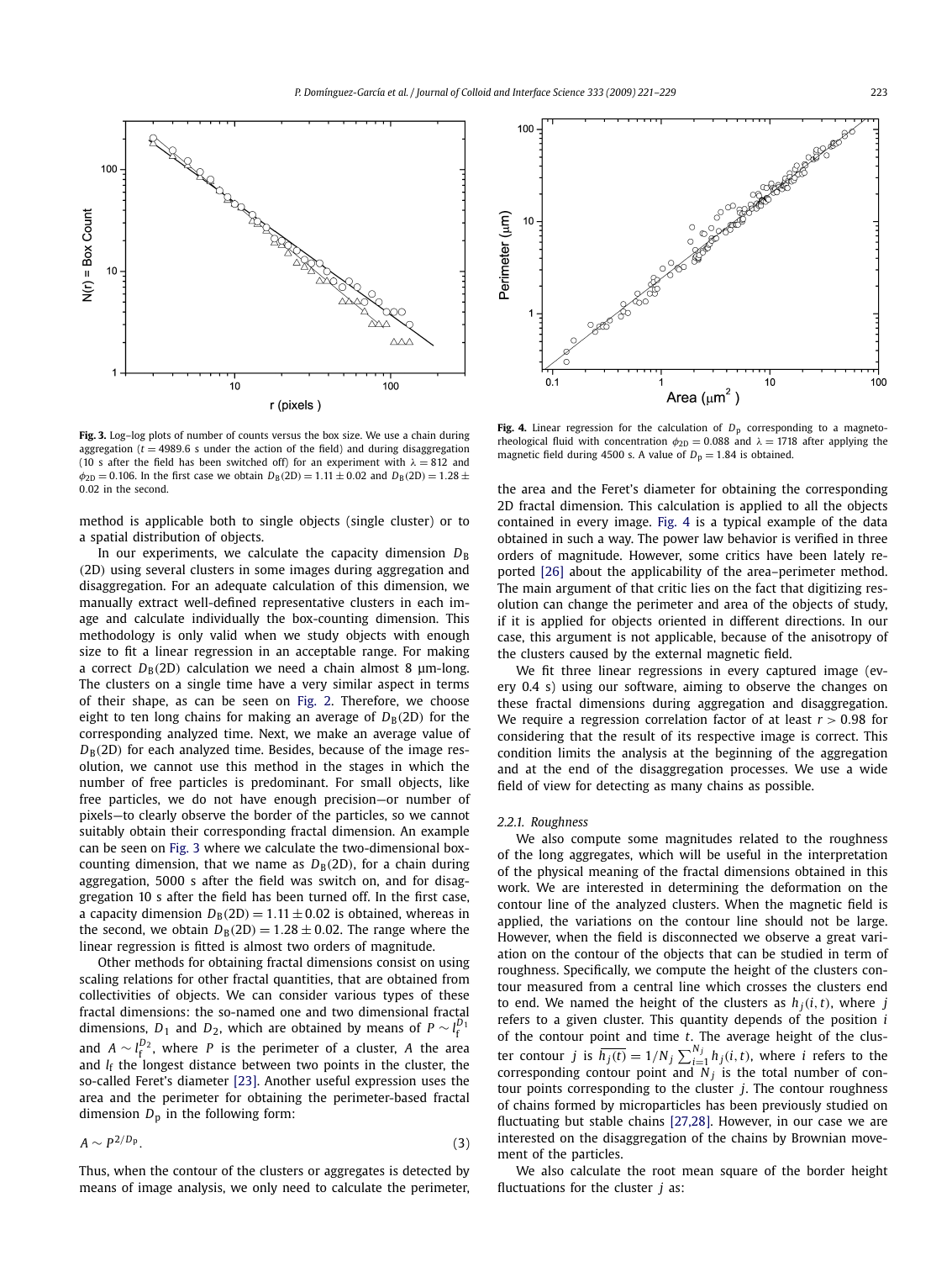N(r) = Box Count

r (pixels )

1

10

100

10

100

**Fig. 3.** Log–log plots of number of counts versus the box size. We use a chain during aggregation ($t = 4989.6$ s under the action of the field) and during disaggregation (10 s after the field has been switched off) for an experiment with $\lambda = 812$ and $\phi_{2D} = 0.106$. In the first case we obtain $D_B(2D) = 1.11 \pm 0.02$ and $D_B(2D) = 1.28 \pm 0.02$ in the second.

Perimeter (μm)

Area (μm$^2$ )

0.1

1

10

100

1

10

100

**Fig. 4.** Linear regression for the calculation of $D_p$ corresponding to a magnetorheological fluid with concentration $\phi_{2D} = 0.088$ and $\lambda = 1718$ after applying the magnetic field during 4500 s. A value of $D_p = 1.84$ is obtained.

method is applicable both to single objects (single cluster) or to a spatial distribution of objects.

In our experiments, we calculate the capacity dimension $D_B$ (2D) using several clusters in some images during aggregation and disaggregation. For an adequate calculation of this dimension, we manually extract well-defined representative clusters in each image and calculate individually the box-counting dimension. This methodology is only valid when we study objects with enough size to fit a linear regression in an acceptable range. For making a correct $D_B(2D)$ calculation we need a chain almost 8 μm-long. The clusters on a single time have a very similar aspect in terms of their shape, as can be seen on Fig. 2. Therefore, we choose eight to ten long chains for making an average of $D_B(2D)$ for the corresponding analyzed time. Next, we make an average value of $D_B(2D)$ for each analyzed time. Besides, because of the image resolution, we cannot use this method in the stages in which the number of free particles is predominant. For small objects, like free particles, we do not have enough precision—or number of pixels—to clearly observe the border of the particles, so we cannot suitably obtain their corresponding fractal dimension. An example can be seen on Fig. 3 where we calculate the two-dimensional box-counting dimension, that we name as $D_B(2D)$, for a chain during aggregation, 5000 s after the field was switch on, and for disaggregation 10 s after the field has been turned off. In the first case, a capacity dimension $D_B(2D) = 1.11 \pm 0.02$ is obtained, whereas in the second, we obtain $D_B(2D) = 1.28 \pm 0.02$. The range where the linear regression is fitted is almost two orders of magnitude.

Other methods for obtaining fractal dimensions consist on using scaling relations for other fractal quantities, that are obtained from collectivities of objects. We can consider various types of these fractal dimensions: the so-named one and two dimensional fractal dimensions, $D_1$ and $D_2$, which are obtained by means of $P \sim l_f^{D_1}$ and $A \sim l_f^{D_2}$, where $P$ is the perimeter of a cluster, $A$ the area and $l_f$ the longest distance between two points in the cluster, the so-called Feret's diameter [23]. Another useful expression uses the area and the perimeter for obtaining the perimeter-based fractal dimension $D_p$ in the following form:

$$A \sim P^{2/D_p}. \tag{3}$$

Thus, when the contour of the clusters or aggregates is detected by means of image analysis, we only need to calculate the perimeter, the area and the Feret's diameter for obtaining the corresponding 2D fractal dimension. This calculation is applied to all the objects contained in every image. Fig. 4 is a typical example of the data obtained in such a way. The power law behavior is verified in three orders of magnitude. However, some critics have been lately reported [26] about the applicability of the area–perimeter method. The main argument of that critic lies on the fact that digitizing resolution can change the perimeter and area of the objects of study, if it is applied for objects oriented in different directions. In our case, this argument is not applicable, because of the anisotropy of the clusters caused by the external magnetic field.

We fit three linear regressions in every captured image (every 0.4 s) using our software, aiming to observe the changes on these fractal dimensions during aggregation and disaggregation. We require a regression correlation factor of at least $r > 0.98$ for considering that the result of its respective image is correct. This condition limits the analysis at the beginning of the aggregation and at the end of the disaggregation processes. We use a wide field of view for detecting as many chains as possible.

#### 2.2.1. Roughness

We also compute some magnitudes related to the roughness of the long aggregates, which will be useful in the interpretation of the physical meaning of the fractal dimensions obtained in this work. We are interested in determining the deformation on the contour line of the analyzed clusters. When the magnetic field is applied, the variations on the contour line should not be large. However, when the field is disconnected we observe a great variation on the contour of the objects that can be studied in term of roughness. Specifically, we compute the height of the clusters contour measured from a central line which crosses the clusters end to end. We named the height of the clusters as $h_j(i,t)$, where $j$ refers to a given cluster. This quantity depends of the position $i$ of the contour point and time $t$. The average height of the cluster contour $j$ is $\overline{h_j(t)} = 1/N_j \sum_{i=1}^{N_j} h_j(i,t)$, where $i$ refers to the corresponding contour point and $N_j$ is the total number of contour points corresponding to the cluster $j$. The contour roughness of chains formed by microparticles has been previously studied on fluctuating but stable chains [27,28]. However, in our case we are interested on the disaggregation of the chains by Brownian movement of the particles.

We also calculate the root mean square of the border height fluctuations for the cluster $j$ as: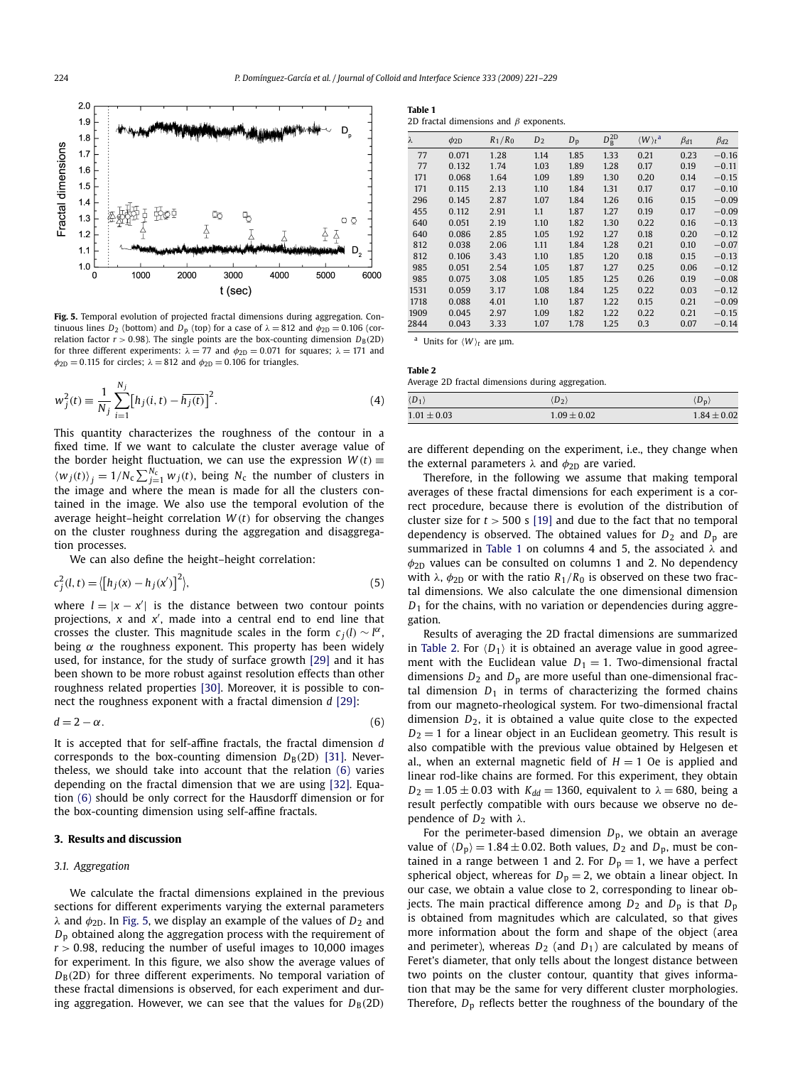2.0
1.9
1.8
1.7
1.6
1.5
1.4
1.3
1.2
1.1
1.0

Fractal dimensions

0 1000 2000 3000 4000 5000 6000

t (sec)

$D_p$

$D_2$

**Fig. 5.** Temporal evolution of projected fractal dimensions during aggregation. Continuous lines $D_2$ (bottom) and $D_p$ (top) for a case of $\lambda = 812$ and $\phi_{2D} = 0.106$ (correlation factor $r > 0.98$). The single points are the box-counting dimension $D_B(2D)$ for three different experiments: $\lambda = 77$ and $\phi_{2D} = 0.071$ for squares; $\lambda = 171$ and $\phi_{2D} = 0.115$ for circles; $\lambda = 812$ and $\phi_{2D} = 0.106$ for triangles.

$$w_j^2(t) \equiv \frac{1}{N_j}\sum_{i=1}^{N_j}\left[h_j(i,t) - \overline{h_j(t)}\right]^2. \tag{4}$$

This quantity characterizes the roughness of the contour in a fixed time. If we want to calculate the cluster average value of the border height fluctuation, we can use the expression $W(t) \equiv \langle w_j(t)\rangle_j = 1/N_c \sum_{j=1}^{N_c} w_j(t)$, being $N_c$ the number of clusters in the image and where the mean is made for all the clusters contained in the image. We also use the temporal evolution of the average height–height correlation $W(t)$ for observing the changes on the cluster roughness during the aggregation and disaggregation processes.

We can also define the height–height correlation:

$$c_j^2(l,t) = \left\langle\left[h_j(x) - h_j(x')\right]^2\right\rangle, \tag{5}$$

where $l = |x - x'|$ is the distance between two contour points projections, $x$ and $x'$, made into a central end to end line that crosses the cluster. This magnitude scales in the form $c_j(l) \sim l^{\alpha}$, being $\alpha$ the roughness exponent. This property has been widely used, for instance, for the study of surface growth [29] and it has been shown to be more robust against resolution effects than other roughness related properties [30]. Moreover, it is possible to connect the roughness exponent with a fractal dimension $d$ [29]:

$$d = 2 - \alpha. \tag{6}$$

It is accepted that for self-affine fractals, the fractal dimension $d$ corresponds to the box-counting dimension $D_B(2D)$ [31]. Nevertheless, we should take into account that the relation (6) varies depending on the fractal dimension that we are using [32]. Equation (6) should be only correct for the Hausdorff dimension or for the box-counting dimension using self-affine fractals.

## 3. Results and discussion

### 3.1. Aggregation

We calculate the fractal dimensions explained in the previous sections for different experiments varying the external parameters $\lambda$ and $\phi_{2D}$. In Fig. 5, we display an example of the values of $D_2$ and $D_p$ obtained along the aggregation process with the requirement of $r > 0.98$, reducing the number of useful images to 10,000 images for experiment. In this figure, we also show the average values of $D_B(2D)$ for three different experiments. No temporal variation of these fractal dimensions is observed, for each experiment and during aggregation. However, we can see that the values for $D_B(2D)$ are different depending on the experiment, i.e., they change when the external parameters $\lambda$ and $\phi_{2D}$ are varied.

**Table 1**
2D fractal dimensions and $\beta$ exponents.

| $\lambda$ | $\phi_{2D}$ | $R_1/R_0$ | $D_2$ | $D_p$ | $D_B^{2D}$ | $\langle W\rangle_t$ [a] | $\beta_{d1}$ | $\beta_{d2}$ |
|---|---|---|---|---|---|---|---|---|
| 77 | 0.071 | 1.28 | 1.14 | 1.85 | 1.33 | 0.21 | 0.23 | −0.16 |
| 77 | 0.132 | 1.74 | 1.03 | 1.89 | 1.28 | 0.17 | 0.19 | −0.11 |
| 171 | 0.068 | 1.64 | 1.09 | 1.89 | 1.30 | 0.20 | 0.14 | −0.15 |
| 171 | 0.115 | 2.13 | 1.10 | 1.84 | 1.31 | 0.17 | 0.17 | −0.10 |
| 296 | 0.145 | 2.87 | 1.07 | 1.84 | 1.26 | 0.16 | 0.15 | −0.09 |
| 455 | 0.112 | 2.91 | 1.1 | 1.87 | 1.27 | 0.19 | 0.17 | −0.09 |
| 640 | 0.051 | 2.19 | 1.10 | 1.82 | 1.30 | 0.22 | 0.16 | −0.13 |
| 640 | 0.086 | 2.85 | 1.05 | 1.92 | 1.27 | 0.18 | 0.20 | −0.12 |
| 812 | 0.038 | 2.06 | 1.11 | 1.84 | 1.28 | 0.21 | 0.10 | −0.07 |
| 812 | 0.106 | 3.43 | 1.10 | 1.85 | 1.20 | 0.18 | 0.15 | −0.13 |
| 985 | 0.051 | 2.54 | 1.05 | 1.87 | 1.27 | 0.25 | 0.06 | −0.12 |
| 985 | 0.075 | 3.08 | 1.05 | 1.85 | 1.25 | 0.26 | 0.19 | −0.08 |
| 1531 | 0.059 | 3.17 | 1.08 | 1.84 | 1.25 | 0.22 | 0.03 | −0.12 |
| 1718 | 0.088 | 4.01 | 1.10 | 1.87 | 1.22 | 0.15 | 0.21 | −0.09 |
| 1909 | 0.045 | 2.97 | 1.09 | 1.82 | 1.22 | 0.22 | 0.21 | −0.15 |
| 2844 | 0.043 | 3.33 | 1.07 | 1.78 | 1.25 | 0.3 | 0.07 | −0.14 |

[a] Units for $\langle W\rangle_t$ are μm.

**Table 2**
Average 2D fractal dimensions during aggregation.

| $\langle D_1\rangle$ | $\langle D_2\rangle$ | $\langle D_p\rangle$ |
|---|---|---|
| $1.01 \pm 0.03$ | $1.09 \pm 0.02$ | $1.84 \pm 0.02$ |

Therefore, in the following we assume that making temporal averages of these fractal dimensions for each experiment is a correct procedure, because there is evolution of the distribution of cluster size for $t > 500$ s [19] and due to the fact that no temporal dependency is observed. The obtained values for $D_2$ and $D_p$ are summarized in Table 1 on columns 4 and 5, the associated $\lambda$ and $\phi_{2D}$ values can be consulted on columns 1 and 2. No dependency with $\lambda$, $\phi_{2D}$ or with the ratio $R_1/R_0$ is observed on these two fractal dimensions. We also calculate the one dimensional dimension $D_1$ for the chains, with no variation or dependencies during aggregation.

Results of averaging the 2D fractal dimensions are summarized in Table 2. For $\langle D_1\rangle$ it is obtained an average value in good agreement with the Euclidean value $D_1 = 1$. Two-dimensional fractal dimensions $D_2$ and $D_p$ are more useful than one-dimensional fractal dimension $D_1$ in terms of characterizing the formed chains from our magneto-rheological system. For two-dimensional fractal dimension $D_2$, it is obtained a value quite close to the expected $D_2 = 1$ for a linear object in an Euclidean geometry. This result is also compatible with the previous value obtained by Helgesen et al., when an external magnetic field of $H = 1$ Oe is applied and linear rod-like chains are formed. For this experiment, they obtain $D_2 = 1.05 \pm 0.03$ with $K_{dd} = 1360$, equivalent to $\lambda = 680$, being a result perfectly compatible with ours because we observe no dependence of $D_2$ with $\lambda$.

For the perimeter-based dimension $D_p$, we obtain an average value of $\langle D_p\rangle = 1.84 \pm 0.02$. Both values, $D_2$ and $D_p$, must be contained in a range between 1 and 2. For $D_p = 1$, we have a perfect spherical object, whereas for $D_p = 2$, we obtain a linear object. In our case, we obtain a value close to 2, corresponding to linear objects. The main practical difference among $D_2$ and $D_p$ is that $D_p$ is obtained from magnitudes which are calculated, so that gives more information about the form and shape of the object (area and perimeter), whereas $D_2$ (and $D_1$) are calculated by means of Feret's diameter, that only tells about the longest distance between two points on the cluster contour, quantity that gives information that may be the same for very different cluster morphologies. Therefore, $D_p$ reflects better the roughness of the boundary of the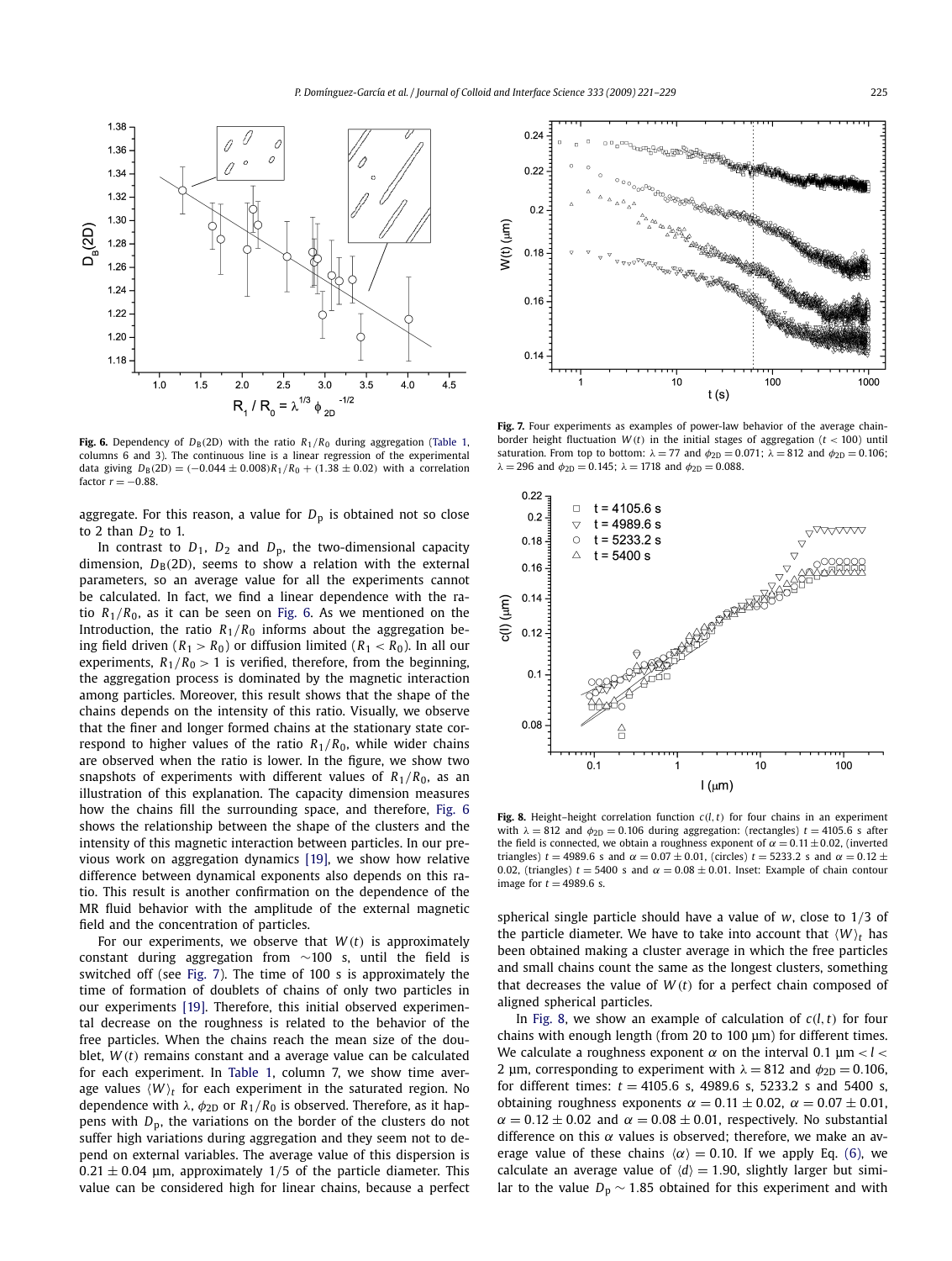$D_B(2D)$

$R_1 / R_0 = \lambda^{1/3} \phi_{2D}^{-1/2}$

1.38
1.36
1.34
1.32
1.30
1.28
1.26
1.24
1.22
1.20
1.18

1.0 1.5 2.0 2.5 3.0 3.5 4.0 4.5

**Fig. 6.** Dependency of $D_B(2D)$ with the ratio $R_1/R_0$ during aggregation (Table 1, columns 6 and 3). The continuous line is a linear regression of the experimental data giving $D_B(2D) = (-0.044 \pm 0.008)R_1/R_0 + (1.38 \pm 0.02)$ with a correlation factor $r = -0.88$.

aggregate. For this reason, a value for $D_p$ is obtained not so close to 2 than $D_2$ to 1.

In contrast to $D_1$, $D_2$ and $D_p$, the two-dimensional capacity dimension, $D_B(2D)$, seems to show a relation with the external parameters, so an average value for all the experiments cannot be calculated. In fact, we find a linear dependence with the ratio $R_1/R_0$, as it can be seen on Fig. 6. As we mentioned on the Introduction, the ratio $R_1/R_0$ informs about the aggregation being field driven ($R_1 > R_0$) or diffusion limited ($R_1 < R_0$). In all our experiments, $R_1/R_0 > 1$ is verified, therefore, from the beginning, the aggregation process is dominated by the magnetic interaction among particles. Moreover, this result shows that the shape of the chains depends on the intensity of this ratio. Visually, we observe that the finer and longer formed chains at the stationary state correspond to higher values of the ratio $R_1/R_0$, while wider chains are observed when the ratio is lower. In the figure, we show two snapshots of experiments with different values of $R_1/R_0$, as an illustration of this explanation. The capacity dimension measures how the chains fill the surrounding space, and therefore, Fig. 6 shows the relationship between the shape of the clusters and the intensity of this magnetic interaction between particles. In our previous work on aggregation dynamics [19], we show how relative difference between dynamical exponents also depends on this ratio. This result is another confirmation on the dependence of the MR fluid behavior with the amplitude of the external magnetic field and the concentration of particles.

For our experiments, we observe that $W(t)$ is approximately constant during aggregation from ~100 s, until the field is switched off (see Fig. 7). The time of 100 s is approximately the time of formation of doublets of chains of only two particles in our experiments [19]. Therefore, this initial observed experimental decrease on the roughness is related to the behavior of the free particles. When the chains reach the mean size of the doublet, $W(t)$ remains constant and a average value can be calculated for each experiment. In Table 1, column 7, we show time average values $\langle W \rangle_t$ for each experiment in the saturated region. No dependence with $\lambda$, $\phi_{2D}$ or $R_1/R_0$ is observed. Therefore, as it happens with $D_p$, the variations on the border of the clusters do not suffer high variations during aggregation and they seem not to depend on external variables. The average value of this dispersion is $0.21 \pm 0.04$ μm, approximately 1/5 of the particle diameter. This value can be considered high for linear chains, because a perfect spherical single particle should have a value of $w$, close to 1/3 of the particle diameter. We have to take into account that $\langle W \rangle_t$ has been obtained making a cluster average in which the free particles and small chains count the same as the longest clusters, something that decreases the value of $W(t)$ for a perfect chain composed of aligned spherical particles.

W(t) (μm)

t (s)

0.24
0.22
0.2
0.18
0.16
0.14

1 10 100 1000

**Fig. 7.** Four experiments as examples of power-law behavior of the average chain-border height fluctuation $W(t)$ in the initial stages of aggregation ($t < 100$) until saturation. From top to bottom: $\lambda = 77$ and $\phi_{2D} = 0.071$; $\lambda = 812$ and $\phi_{2D} = 0.106$; $\lambda = 296$ and $\phi_{2D} = 0.145$; $\lambda = 1718$ and $\phi_{2D} = 0.088$.

c(l) (μm)

l (μm)

t = 4105.6 s
t = 4989.6 s
t = 5233.2 s
t = 5400 s

0.22
0.2
0.18
0.16
0.14
0.12
0.1
0.08

0.1 1 10 100

**Fig. 8.** Height–height correlation function $c(l,t)$ for four chains in an experiment with $\lambda = 812$ and $\phi_{2D} = 0.106$ during aggregation: (rectangles) $t = 4105.6$ s after the field is connected, we obtain a roughness exponent of $\alpha = 0.11 \pm 0.02$, (inverted triangles) $t = 4989.6$ s and $\alpha = 0.07 \pm 0.01$, (circles) $t = 5233.2$ s and $\alpha = 0.12 \pm 0.02$, (triangles) $t = 5400$ s and $\alpha = 0.08 \pm 0.01$. Inset: Example of chain contour image for $t = 4989.6$ s.

In Fig. 8, we show an example of calculation of $c(l,t)$ for four chains with enough length (from 20 to 100 μm) for different times. We calculate a roughness exponent $\alpha$ on the interval 0.1 μm $< l <$ 2 μm, corresponding to experiment with $\lambda = 812$ and $\phi_{2D} = 0.106$, for different times: $t = 4105.6$ s, 4989.6 s, 5233.2 s and 5400 s, obtaining roughness exponents $\alpha = 0.11 \pm 0.02$, $\alpha = 0.07 \pm 0.01$, $\alpha = 0.12 \pm 0.02$ and $\alpha = 0.08 \pm 0.01$, respectively. No substantial difference on this $\alpha$ values is observed; therefore, we make an average value of these chains $\langle \alpha \rangle = 0.10$. If we apply Eq. (6), we calculate an average value of $\langle d \rangle = 1.90$, slightly larger but similar to the value $D_p \sim 1.85$ obtained for this experiment and with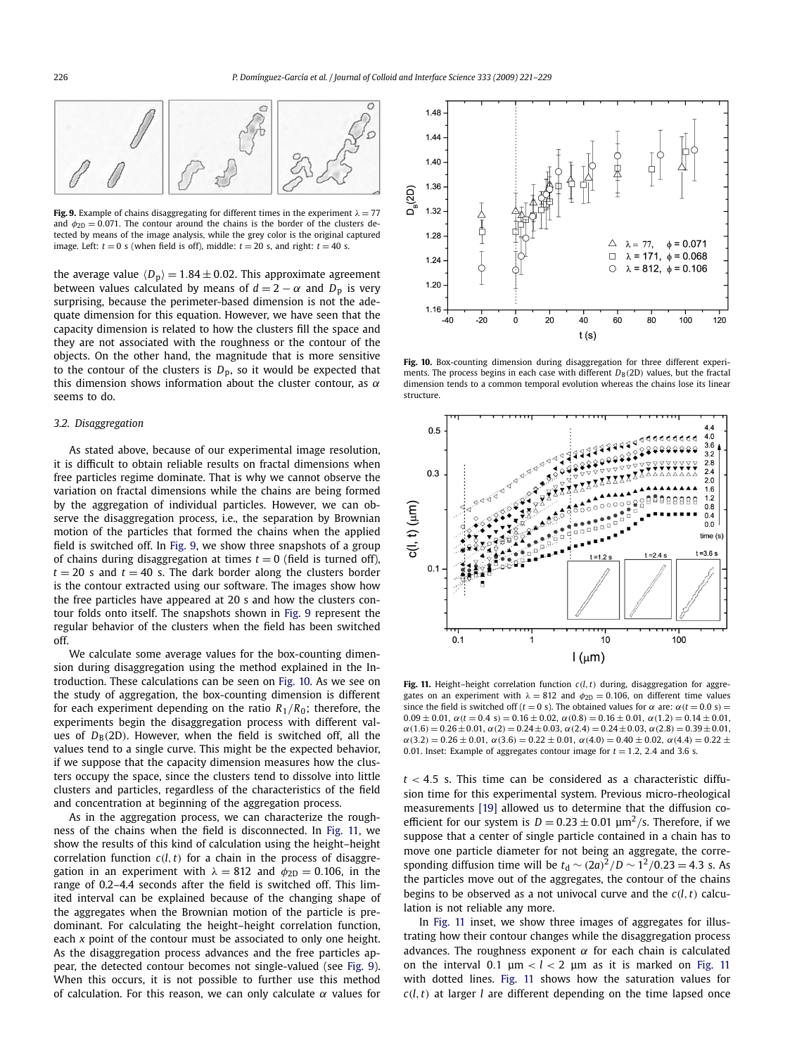Fig. 9. Example of chains disaggregating for different times in the experiment $\lambda = 77$ and $\phi_{2D} = 0.071$. The contour around the chains is the border of the clusters detected by means of the image analysis, while the grey color is the original captured image. Left: $t = 0$ s (when field is off), middle: $t = 20$ s, and right: $t = 40$ s.

the average value $\langle D_p \rangle = 1.84 \pm 0.02$. This approximate agreement between values calculated by means of $d = 2 - \alpha$ and $D_p$ is very surprising, because the perimeter-based dimension is not the adequate dimension for this equation. However, we have seen that the capacity dimension is related to how the clusters fill the space and they are not associated with the roughness or the contour of the objects. On the other hand, the magnitude that is more sensitive to the contour of the clusters is $D_p$, so it would be expected that this dimension shows information about the cluster contour, as $\alpha$ seems to do.

### 3.2. Disaggregation

As stated above, because of our experimental image resolution, it is difficult to obtain reliable results on fractal dimensions when free particles regime dominate. That is why we cannot observe the variation on fractal dimensions while the chains are being formed by the aggregation of individual particles. However, we can observe the disaggregation process, i.e., the separation by Brownian motion of the particles that formed the chains when the applied field is switched off. In Fig. 9, we show three snapshots of a group of chains during disaggregation at times $t = 0$ (field is turned off), $t = 20$ s and $t = 40$ s. The dark border along the clusters border is the contour extracted using our software. The images show how the free particles have appeared at 20 s and how the clusters contour folds onto itself. The snapshots shown in Fig. 9 represent the regular behavior of the clusters when the field has been switched off.

We calculate some average values for the box-counting dimension during disaggregation using the method explained in the Introduction. These calculations can be seen on Fig. 10. As we see on the study of aggregation, the box-counting dimension is different for each experiment depending on the ratio $R_1/R_0$; therefore, the experiments begin the disaggregation process with different values of $D_B(2D)$. However, when the field is switched off, all the values tend to a single curve. This might be the expected behavior, if we suppose that the capacity dimension measures how the clusters occupy the space, since the clusters tend to dissolve into little clusters and particles, regardless of the characteristics of the field and concentration at beginning of the aggregation process.

As in the aggregation process, we can characterize the roughness of the chains when the field is disconnected. In Fig. 11, we show the results of this kind of calculation using the height–height correlation function $c(l,t)$ for a chain in the process of disaggregation in an experiment with $\lambda = 812$ and $\phi_{2D} = 0.106$, in the range of 0.2–4.4 seconds after the field is switched off. This limited interval can be explained because of the changing shape of the aggregates when the Brownian motion of the particle is predominant. For calculating the height–height correlation function, each $x$ point of the contour must be associated to only one height. As the disaggregation process advances and the free particles appear, the detected contour becomes not single-valued (see Fig. 9). When this occurs, it is not possible to further use this method of calculation. For this reason, we can only calculate $\alpha$ values for

Fig. 10. Box-counting dimension during disaggregation for three different experiments. The process begins in each case with different $D_B(2D)$ values, but the fractal dimension tends to a common temporal evolution whereas the chains lose its linear structure.

Fig. 11. Height–height correlation function $c(l,t)$ during, disaggregation for aggregates on an experiment with $\lambda = 812$ and $\phi_{2D} = 0.106$, on different time values since the field is switched off ($t = 0$ s). The obtained values for $\alpha$ are: $\alpha(t = 0.0\ \text{s}) = 0.09 \pm 0.01$, $\alpha(t = 0.4\ \text{s}) = 0.16 \pm 0.02$, $\alpha(0.8) = 0.16 \pm 0.01$, $\alpha(1.2) = 0.14 \pm 0.01$, $\alpha(1.6) = 0.26 \pm 0.01$, $\alpha(2) = 0.24 \pm 0.03$, $\alpha(2.4) = 0.24 \pm 0.03$, $\alpha(2.8) = 0.39 \pm 0.01$, $\alpha(3.2) = 0.26 \pm 0.01$, $\alpha(3.6) = 0.22 \pm 0.01$, $\alpha(4.0) = 0.40 \pm 0.02$, $\alpha(4.4) = 0.22 \pm 0.01$. Inset: Example of aggregates contour image for $t = 1.2$, 2.4 and 3.6 s.

$t < 4.5$ s. This time can be considered as a characteristic diffusion time for this experimental system. Previous micro-rheological measurements [19] allowed us to determine that the diffusion coefficient for our system is $D = 0.23 \pm 0.01\ \mu\text{m}^2/\text{s}$. Therefore, if we suppose that a center of single particle contained in a chain has to move one particle diameter for not being an aggregate, the corresponding diffusion time will be $t_d \sim (2a)^2/D \sim 1^2/0.23 = 4.3$ s. As the particles move out of the aggregates, the contour of the chains begins to be observed as a not univocal curve and the $c(l,t)$ calculation is not reliable any more.

In Fig. 11 inset, we show three images of aggregates for illustrating how their contour changes while the disaggregation process advances. The roughness exponent $\alpha$ for each chain is calculated on the interval $0.1\ \mu\text{m} < l < 2\ \mu\text{m}$ as it is marked on Fig. 11 with dotted lines. Fig. 11 shows how the saturation values for $c(l,t)$ at larger $l$ are different depending on the time lapsed once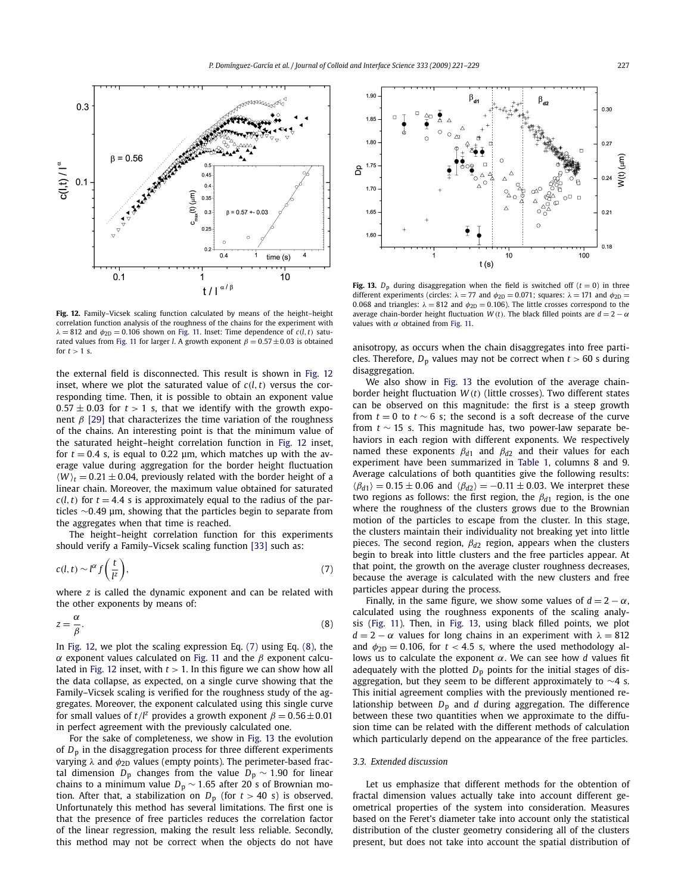0.3

β = 0.56

0.1

c(l,t) / l^α

0.1 1 10

t / l^{α/β}

0.5
0.45
0.4
0.35
0.3
0.25
0.2

c_max(t) (μm)

β = 0.57 +- 0.03

0.4 1 time (s) 4

**Fig. 12.** Family–Vicsek scaling function calculated by means of the height–height correlation function analysis of the roughness of the chains for the experiment with $\lambda = 812$ and $\phi_{2D} = 0.106$ shown on Fig. 11. Inset: Time dependence of $c(l,t)$ saturated values from Fig. 11 for larger $l$. A growth exponent $\beta = 0.57 \pm 0.03$ is obtained for $t > 1$ s.

the external field is disconnected. This result is shown in Fig. 12 inset, where we plot the saturated value of $c(l,t)$ versus the corresponding time. Then, it is possible to obtain an exponent value $0.57 \pm 0.03$ for $t > 1$ s, that we identify with the growth exponent $\beta$ [29] that characterizes the time variation of the roughness of the chains. An interesting point is that the minimum value of the saturated height–height correlation function in Fig. 12 inset, for $t = 0.4$ s, is equal to 0.22 μm, which matches up with the average value during aggregation for the border height fluctuation $\langle W \rangle_t = 0.21 \pm 0.04$, previously related with the border height of a linear chain. Moreover, the maximum value obtained for saturated $c(l,t)$ for $t = 4.4$ s is approximately equal to the radius of the particles ∼0.49 μm, showing that the particles begin to separate from the aggregates when that time is reached.

The height–height correlation function for this experiments should verify a Family–Vicsek scaling function [33] such as:

$$c(l,t) \sim l^{\alpha} f\left(\frac{t}{l^{z}}\right), \tag{7}$$

where $z$ is called the dynamic exponent and can be related with the other exponents by means of:

$$z = \frac{\alpha}{\beta}. \tag{8}$$

In Fig. 12, we plot the scaling expression Eq. (7) using Eq. (8), the $\alpha$ exponent values calculated on Fig. 11 and the $\beta$ exponent calculated in Fig. 12 inset, with $t > 1$. In this figure we can show how all the data collapse, as expected, on a single curve showing that the Family–Vicsek scaling is verified for the roughness study of the aggregates. Moreover, the exponent calculated using this single curve for small values of $t/l^{z}$ provides a growth exponent $\beta = 0.56 \pm 0.01$ in perfect agreement with the previously calculated one.

For the sake of completeness, we show in Fig. 13 the evolution of $D_p$ in the disaggregation process for three different experiments varying $\lambda$ and $\phi_{2D}$ values (empty points). The perimeter-based fractal dimension $D_p$ changes from the value $D_p \sim 1.90$ for linear chains to a minimum value $D_p \sim 1.65$ after 20 s of Brownian motion. After that, a stabilization on $D_p$ (for $t > 40$ s) is observed. Unfortunately this method has several limitations. The first one is that the presence of free particles reduces the correlation factor of the linear regression, making the result less reliable. Secondly, this method may not be correct when the objects do not have

1.90
1.85
1.80
1.75
1.70
1.65
1.60

Dp

β_{d1} β_{d2}

0.30
0.27
0.24
0.21
0.18

W(t) (μm)

1 10 100

t (s)

**Fig. 13.** $D_p$ during disaggregation when the field is switched off ($t = 0$) in three different experiments (circles: $\lambda = 77$ and $\phi_{2D} = 0.071$; squares: $\lambda = 171$ and $\phi_{2D} = 0.068$ and triangles: $\lambda = 812$ and $\phi_{2D} = 0.106$). The little crosses correspond to the average chain-border height fluctuation $W(t)$. The black filled points are $d = 2 - \alpha$ values with $\alpha$ obtained from Fig. 11.

anisotropy, as occurs when the chain disaggregates into free particles. Therefore, $D_p$ values may not be correct when $t > 60$ s during disaggregation.

We also show in Fig. 13 the evolution of the average chain-border height fluctuation $W(t)$ (little crosses). Two different states can be observed on this magnitude: the first is a steep growth from $t = 0$ to $t \sim 6$ s; the second is a soft decrease of the curve from $t \sim 15$ s. This magnitude has, two power-law separate behaviors in each region with different exponents. We respectively named these exponents $\beta_{d1}$ and $\beta_{d2}$ and their values for each experiment have been summarized in Table 1, columns 8 and 9. Average calculations of both quantities give the following results: $\langle \beta_{d1} \rangle = 0.15 \pm 0.06$ and $\langle \beta_{d2} \rangle = -0.11 \pm 0.03$. We interpret these two regions as follows: the first region, the $\beta_{d1}$ region, is the one where the roughness of the clusters grows due to the Brownian motion of the particles to escape from the cluster. In this stage, the clusters maintain their individuality not breaking yet into little pieces. The second region, $\beta_{d2}$ region, appears when the clusters begin to break into little clusters and the free particles appear. At that point, the growth on the average cluster roughness decreases, because the average is calculated with the new clusters and free particles appear during the process.

Finally, in the same figure, we show some values of $d = 2 - \alpha$, calculated using the roughness exponents of the scaling analysis (Fig. 11). Then, in Fig. 13, using black filled points, we plot $d = 2 - \alpha$ values for long chains in an experiment with $\lambda = 812$ and $\phi_{2D} = 0.106$, for $t < 4.5$ s, where the used methodology allows us to calculate the exponent $\alpha$. We can see how $d$ values fit adequately with the plotted $D_p$ points for the initial stages of disaggregation, but they seem to be different approximately to ∼4 s. This initial agreement complies with the previously mentioned relationship between $D_p$ and $d$ during aggregation. The difference between these two quantities when we approximate to the diffusion time can be related with the different methods of calculation which particularly depend on the appearance of the free particles.

### 3.3. Extended discussion

Let us emphasize that different methods for the obtention of fractal dimension values actually take into account different geometrical properties of the system into consideration. Measures based on the Feret's diameter take into account only the statistical distribution of the cluster geometry considering all of the clusters present, but does not take into account the spatial distribution of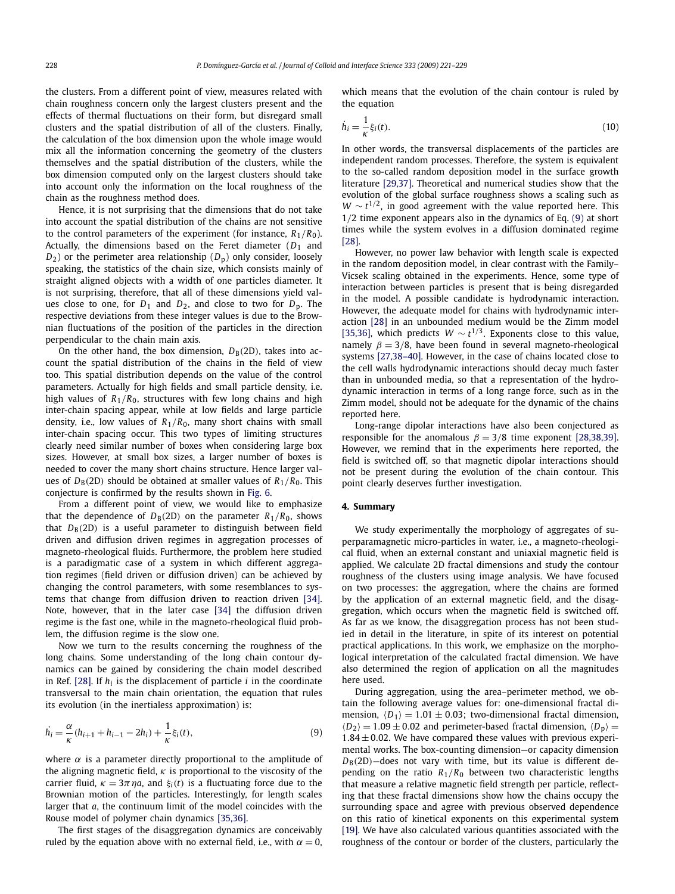the clusters. From a different point of view, measures related with chain roughness concern only the largest clusters present and the effects of thermal fluctuations on their form, but disregard small clusters and the spatial distribution of all of the clusters. Finally, the calculation of the box dimension upon the whole image would mix all the information concerning the geometry of the clusters themselves and the spatial distribution of the clusters, while the box dimension computed only on the largest clusters should take into account only the information on the local roughness of the chain as the roughness method does.

Hence, it is not surprising that the dimensions that do not take into account the spatial distribution of the chains are not sensitive to the control parameters of the experiment (for instance, $R_1/R_0$). Actually, the dimensions based on the Feret diameter ($D_1$ and $D_2$) or the perimeter area relationship ($D_p$) only consider, loosely speaking, the statistics of the chain size, which consists mainly of straight aligned objects with a width of one particles diameter. It is not surprising, therefore, that all of these dimensions yield values close to one, for $D_1$ and $D_2$, and close to two for $D_p$. The respective deviations from these integer values is due to the Brownian fluctuations of the position of the particles in the direction perpendicular to the chain main axis.

On the other hand, the box dimension, $D_B(2D)$, takes into account the spatial distribution of the chains in the field of view too. This spatial distribution depends on the value of the control parameters. Actually for high fields and small particle density, i.e. high values of $R_1/R_0$, structures with few long chains and high inter-chain spacing appear, while at low fields and large particle density, i.e., low values of $R_1/R_0$, many short chains with small inter-chain spacing occur. This two types of limiting structures clearly need similar number of boxes when considering large box sizes. However, at small box sizes, a larger number of boxes is needed to cover the many short chains structure. Hence larger values of $D_B(2D)$ should be obtained at smaller values of $R_1/R_0$. This conjecture is confirmed by the results shown in Fig. 6.

From a different point of view, we would like to emphasize that the dependence of $D_B(2D)$ on the parameter $R_1/R_0$, shows that $D_B(2D)$ is a useful parameter to distinguish between field driven and diffusion driven regimes in aggregation processes of magneto-rheological fluids. Furthermore, the problem here studied is a paradigmatic case of a system in which different aggregation regimes (field driven or diffusion driven) can be achieved by changing the control parameters, with some resemblances to systems that change from diffusion driven to reaction driven [34]. Note, however, that in the later case [34] the diffusion driven regime is the fast one, while in the magneto-rheological fluid problem, the diffusion regime is the slow one.

Now we turn to the results concerning the roughness of the long chains. Some understanding of the long chain contour dynamics can be gained by considering the chain model described in Ref. [28]. If $h_i$ is the displacement of particle $i$ in the coordinate transversal to the main chain orientation, the equation that rules its evolution (in the inertialess approximation) is:

$$\dot{h}_i = \frac{\alpha}{\kappa}(h_{i+1} + h_{i-1} - 2h_i) + \frac{1}{\kappa}\xi_i(t), \tag{9}$$

where $\alpha$ is a parameter directly proportional to the amplitude of the aligning magnetic field, $\kappa$ is proportional to the viscosity of the carrier fluid, $\kappa = 3\pi\eta a$, and $\xi_i(t)$ is a fluctuating force due to the Brownian motion of the particles. Interestingly, for length scales larger that $a$, the continuum limit of the model coincides with the Rouse model of polymer chain dynamics [35,36].

The first stages of the disaggregation dynamics are conceivably ruled by the equation above with no external field, i.e., with $\alpha = 0$, which means that the evolution of the chain contour is ruled by the equation

$$\dot{h}_i = \frac{1}{\kappa}\xi_i(t). \tag{10}$$

In other words, the transversal displacements of the particles are independent random processes. Therefore, the system is equivalent to the so-called random deposition model in the surface growth literature [29,37]. Theoretical and numerical studies show that the evolution of the global surface roughness shows a scaling such as $W \sim t^{1/2}$, in good agreement with the value reported here. This $1/2$ time exponent appears also in the dynamics of Eq. (9) at short times while the system evolves in a diffusion dominated regime [28].

However, no power law behavior with length scale is expected in the random deposition model, in clear contrast with the Family–Vicsek scaling obtained in the experiments. Hence, some type of interaction between particles is present that is being disregarded in the model. A possible candidate is hydrodynamic interaction. However, the adequate model for chains with hydrodynamic interaction [28] in an unbounded medium would be the Zimm model [35,36], which predicts $W \sim t^{1/3}$. Exponents close to this value, namely $\beta = 3/8$, have been found in several magneto-rheological systems [27,38–40]. However, in the case of chains located close to the cell walls hydrodynamic interactions should decay much faster than in unbounded media, so that a representation of the hydrodynamic interaction in terms of a long range force, such as in the Zimm model, should not be adequate for the dynamic of the chains reported here.

Long-range dipolar interactions have also been conjectured as responsible for the anomalous $\beta = 3/8$ time exponent [28,38,39]. However, we remind that in the experiments here reported, the field is switched off, so that magnetic dipolar interactions should not be present during the evolution of the chain contour. This point clearly deserves further investigation.

## 4. Summary

We study experimentally the morphology of aggregates of superparamagnetic micro-particles in water, i.e., a magneto-rheological fluid, when an external constant and uniaxial magnetic field is applied. We calculate 2D fractal dimensions and study the contour roughness of the clusters using image analysis. We have focused on two processes: the aggregation, where the chains are formed by the application of an external magnetic field, and the disaggregation, which occurs when the magnetic field is switched off. As far as we know, the disaggregation process has not been studied in detail in the literature, in spite of its interest on potential practical applications. In this work, we emphasize on the morphological interpretation of the calculated fractal dimension. We have also determined the region of application on all the magnitudes here used.

During aggregation, using the area–perimeter method, we obtain the following average values for: one-dimensional fractal dimension, $\langle D_1 \rangle = 1.01 \pm 0.03$; two-dimensional fractal dimension, $\langle D_2 \rangle = 1.09 \pm 0.02$ and perimeter-based fractal dimension, $\langle D_p \rangle = 1.84 \pm 0.02$. We have compared these values with previous experimental works. The box-counting dimension—or capacity dimension $D_B(2D)$—does not vary with time, but its value is different depending on the ratio $R_1/R_0$ between two characteristic lengths that measure a relative magnetic field strength per particle, reflecting that these fractal dimensions show how the chains occupy the surrounding space and agree with previous observed dependence on this ratio of kinetical exponents on this experimental system [19]. We have also calculated various quantities associated with the roughness of the contour or border of the clusters, particularly the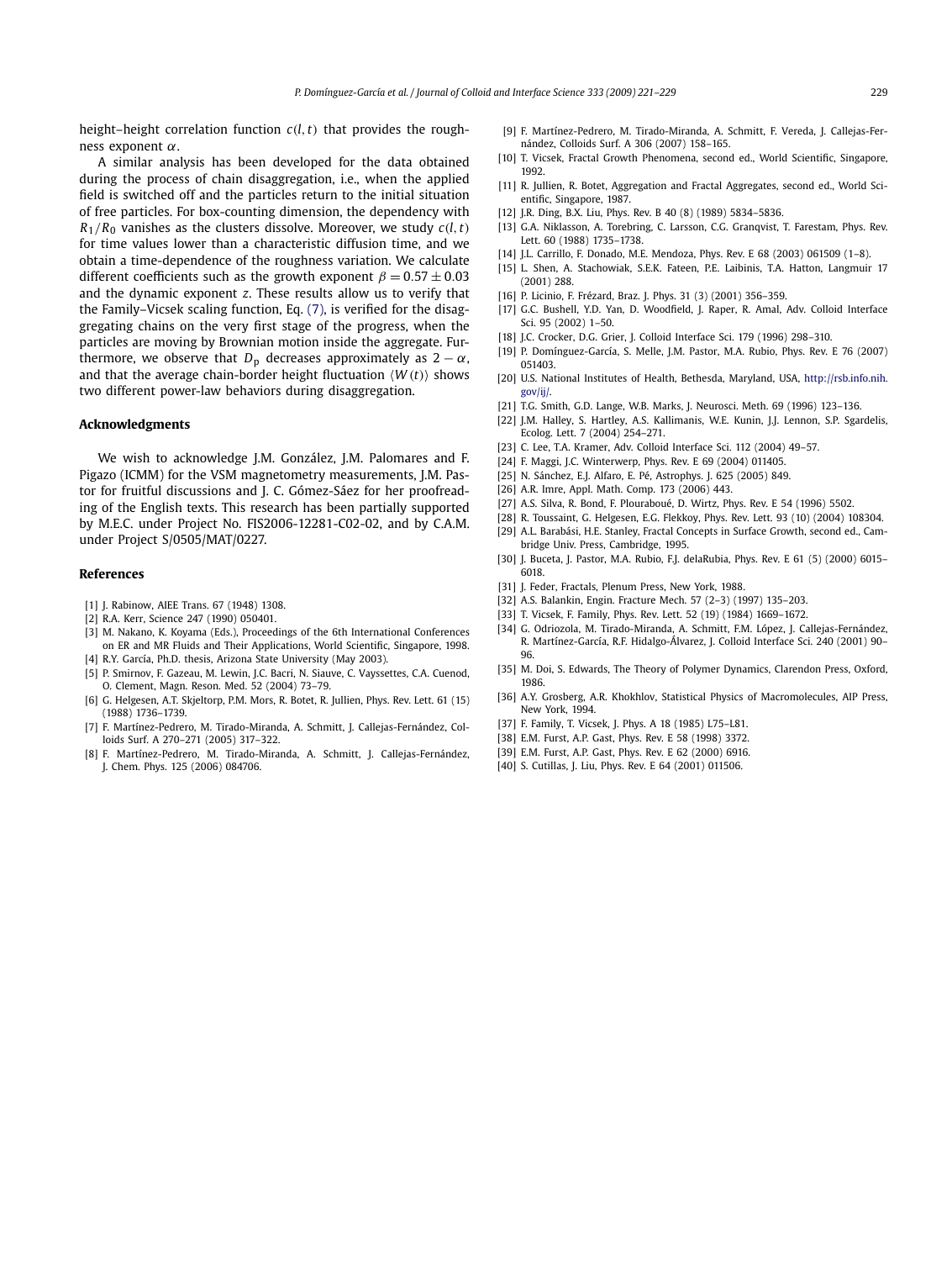height–height correlation function $c(l,t)$ that provides the roughness exponent $\alpha$.

A similar analysis has been developed for the data obtained during the process of chain disaggregation, i.e., when the applied field is switched off and the particles return to the initial situation of free particles. For box-counting dimension, the dependency with $R_1/R_0$ vanishes as the clusters dissolve. Moreover, we study $c(l,t)$ for time values lower than a characteristic diffusion time, and we obtain a time-dependence of the roughness variation. We calculate different coefficients such as the growth exponent $\beta = 0.57 \pm 0.03$ and the dynamic exponent $z$. These results allow us to verify that the Family–Vicsek scaling function, Eq. (7), is verified for the disaggregating chains on the very first stage of the progress, when the particles are moving by Brownian motion inside the aggregate. Furthermore, we observe that $D_p$ decreases approximately as $2-\alpha$, and that the average chain-border height fluctuation $\langle W(t)\rangle$ shows two different power-law behaviors during disaggregation.

## Acknowledgments

We wish to acknowledge J.M. González, J.M. Palomares and F. Pigazo (ICMM) for the VSM magnetometry measurements, J.M. Pastor for fruitful discussions and J. C. Gómez-Sáez for her proofreading of the English texts. This research has been partially supported by M.E.C. under Project No. FIS2006-12281-C02-02, and by C.A.M. under Project S/0505/MAT/0227.

## References

[1] J. Rabinow, AIEE Trans. 67 (1948) 1308.
[2] R.A. Kerr, Science 247 (1990) 050401.
[3] M. Nakano, K. Koyama (Eds.), Proceedings of the 6th International Conferences on ER and MR Fluids and Their Applications, World Scientific, Singapore, 1998.
[4] R.Y. García, Ph.D. thesis, Arizona State University (May 2003).
[5] P. Smirnov, F. Gazeau, M. Lewin, J.C. Bacri, N. Siauve, C. Vayssettes, C.A. Cuenod, O. Clement, Magn. Reson. Med. 52 (2004) 73–79.
[6] G. Helgesen, A.T. Skjeltorp, P.M. Mors, R. Botet, R. Jullien, Phys. Rev. Lett. 61 (15) (1988) 1736–1739.
[7] F. Martínez-Pedrero, M. Tirado-Miranda, A. Schmitt, J. Callejas-Fernández, Colloids Surf. A 270–271 (2005) 317–322.
[8] F. Martínez-Pedrero, M. Tirado-Miranda, A. Schmitt, J. Callejas-Fernández, J. Chem. Phys. 125 (2006) 084706.
[9] F. Martínez-Pedrero, M. Tirado-Miranda, A. Schmitt, F. Vereda, J. Callejas-Fernández, Colloids Surf. A 306 (2007) 158–165.
[10] T. Vicsek, Fractal Growth Phenomena, second ed., World Scientific, Singapore, 1992.
[11] R. Jullien, R. Botet, Aggregation and Fractal Aggregates, second ed., World Scientific, Singapore, 1987.
[12] J.R. Ding, B.X. Liu, Phys. Rev. B 40 (8) (1989) 5834–5836.
[13] G.A. Niklasson, A. Torebring, C. Larsson, C.G. Granqvist, T. Farestam, Phys. Rev. Lett. 60 (1988) 1735–1738.
[14] J.L. Carrillo, F. Donado, M.E. Mendoza, Phys. Rev. E 68 (2003) 061509 (1–8).
[15] L. Shen, A. Stachowiak, S.E.K. Fateen, P.E. Laibinis, T.A. Hatton, Langmuir 17 (2001) 288.
[16] P. Licinio, F. Frézard, Braz. J. Phys. 31 (3) (2001) 356–359.
[17] G.C. Bushell, Y.D. Yan, D. Woodfield, J. Raper, R. Amal, Adv. Colloid Interface Sci. 95 (2002) 1–50.
[18] J.C. Crocker, D.G. Grier, J. Colloid Interface Sci. 179 (1996) 298–310.
[19] P. Domínguez-García, S. Melle, J.M. Pastor, M.A. Rubio, Phys. Rev. E 76 (2007) 051403.
[20] U.S. National Institutes of Health, Bethesda, Maryland, USA, http://rsb.info.nih.gov/ij/.
[21] T.G. Smith, G.D. Lange, W.B. Marks, J. Neurosci. Meth. 69 (1996) 123–136.
[22] J.M. Halley, S. Hartley, A.S. Kallimanis, W.E. Kunin, J.J. Lennon, S.P. Sgardelis, Ecolog. Lett. 7 (2004) 254–271.
[23] C. Lee, T.A. Kramer, Adv. Colloid Interface Sci. 112 (2004) 49–57.
[24] F. Maggi, J.C. Winterwerp, Phys. Rev. E 69 (2004) 011405.
[25] N. Sánchez, E.J. Alfaro, E. Pé, Astrophys. J. 625 (2005) 849.
[26] A.R. Imre, Appl. Math. Comp. 173 (2006) 443.
[27] A.S. Silva, R. Bond, F. Plouraboué, D. Wirtz, Phys. Rev. E 54 (1996) 5502.
[28] R. Toussaint, G. Helgesen, E.G. Flekkoy, Phys. Rev. Lett. 93 (10) (2004) 108304.
[29] A.L. Barabási, H.E. Stanley, Fractal Concepts in Surface Growth, second ed., Cambridge Univ. Press, Cambridge, 1995.
[30] J. Buceta, J. Pastor, M.A. Rubio, F.J. delaRubia, Phys. Rev. E 61 (5) (2000) 6015–6018.
[31] J. Feder, Fractals, Plenum Press, New York, 1988.
[32] A.S. Balankin, Engin. Fracture Mech. 57 (2–3) (1997) 135–203.
[33] T. Vicsek, F. Family, Phys. Rev. Lett. 52 (19) (1984) 1669–1672.
[34] G. Odriozola, M. Tirado-Miranda, A. Schmitt, F.M. López, J. Callejas-Fernández, R. Martínez-García, R.F. Hidalgo-Álvarez, J. Colloid Interface Sci. 240 (2001) 90–96.
[35] M. Doi, S. Edwards, The Theory of Polymer Dynamics, Clarendon Press, Oxford, 1986.
[36] A.Y. Grosberg, A.R. Khokhlov, Statistical Physics of Macromolecules, AIP Press, New York, 1994.
[37] F. Family, T. Vicsek, J. Phys. A 18 (1985) L75–L81.
[38] E.M. Furst, A.P. Gast, Phys. Rev. E 58 (1998) 3372.
[39] E.M. Furst, A.P. Gast, Phys. Rev. E 62 (2000) 6916.
[40] S. Cutillas, J. Liu, Phys. Rev. E 64 (2001) 011506.